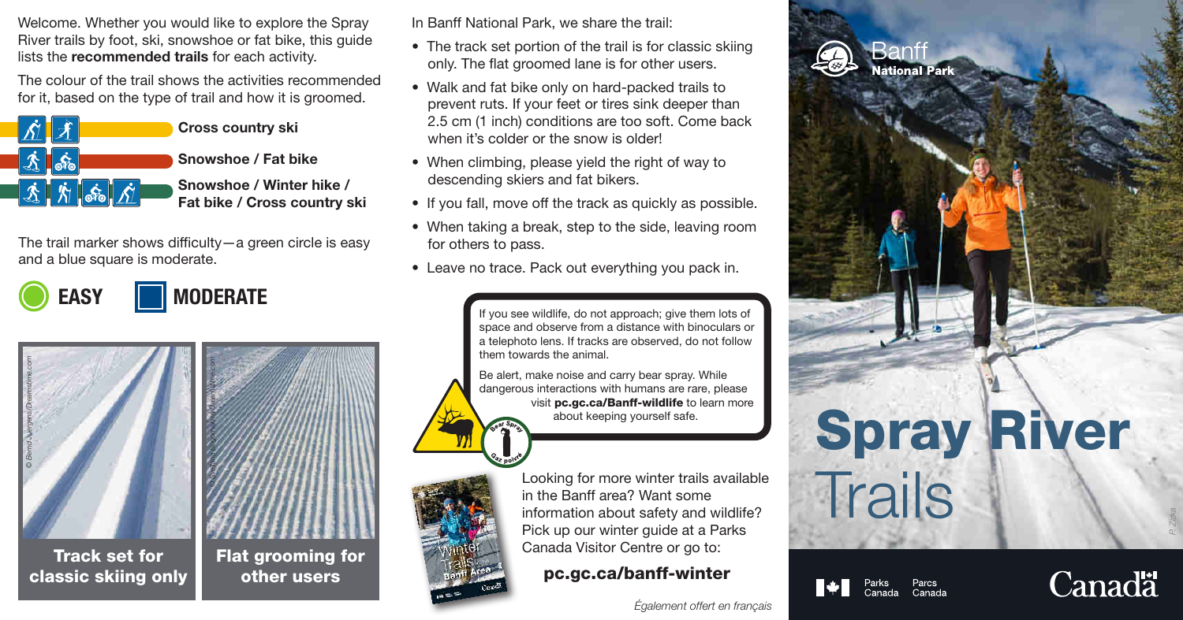Welcome. Whether you would like to explore the Spray River trails by foot, ski, snowshoe or fat bike, this guide lists the **recommended trails** for each activity.

The colour of the trail shows the activities recommended for it, based on the type of trail and how it is groomed.

- **Cross country ski**
- **Snowshoe / Fat bike**
- **Snowshoe / Winter hike / Fat bike / Cross country ski**

The trail marker shows difficulty—a green circle is easy and a blue square is moderate.

**EASY** **MODERATE**

© Bernd Juergens/Dreamstime.com

**Track set for classic skiing only**

**Flat grooming for other users**

In Banff National Park, we share the trail:

- The track set portion of the trail is for classic skiing only. The flat groomed lane is for other users.
- Walk and fat bike only on hard-packed trails to prevent ruts. If your feet or tires sink deeper than 2.5 cm (1 inch) conditions are too soft. Come back when it's colder or the snow is older!
- When climbing, please yield the right of way to descending skiers and fat bikers.
- If you fall, move off the track as quickly as possible.
- When taking a break, step to the side, leaving room for others to pass.
- Leave no trace. Pack out everything you pack in.

If you see wildlife, do not approach; give them lots of space and observe from a distance with binoculars or a telephoto lens. If tracks are observed, do not follow them towards the animal.

Be alert, make noise and carry bear spray. While dangerous interactions with humans are rare, please visit **pc.gc.ca/Banff-wildlife** to learn more about keeping yourself safe.

Bear Spray / Gaz poivre

Looking for more winter trails available in the Banff area? Want some information about safety and wildlife? Pick up our winter guide at a Parks Canada Visitor Centre or go to:

**pc.gc.ca/banff-winter**

*Également offert en français*

Banff National Park

# Spray River Trails

*P. Zizka*

Parks Canada Parcs Canada

Canadä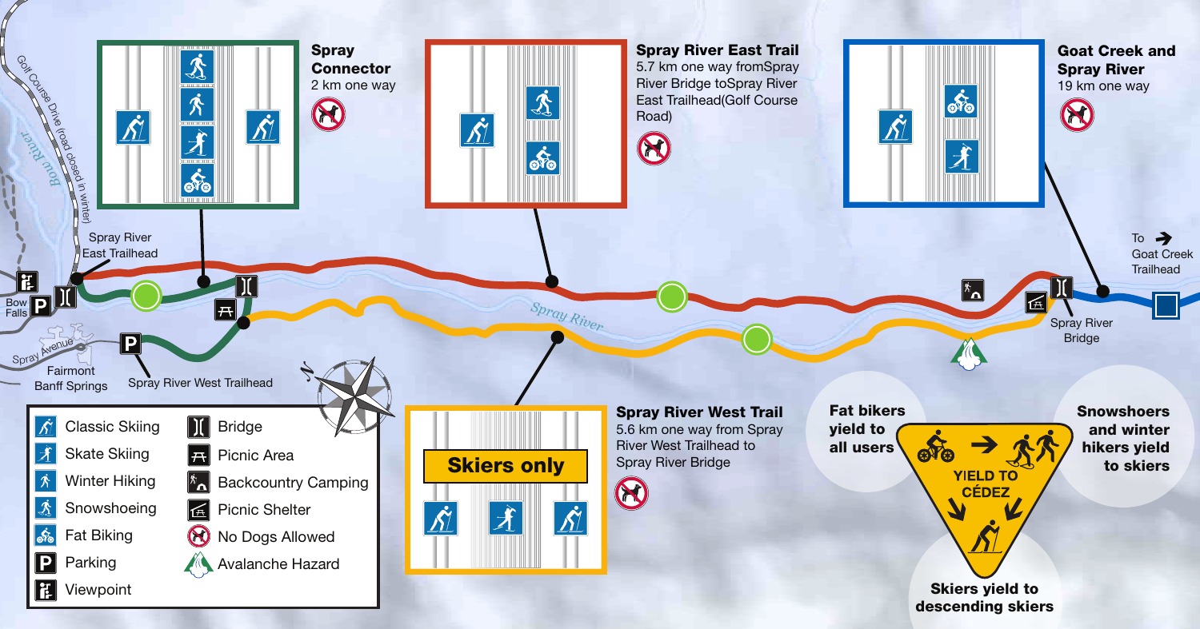**Spray Connector**
2 km one way

**Spray River East Trail**
5.7 km one way fromSpray River Bridge toSpray River East Trailhead(Golf Course Road)

**Goat Creek and Spray River**
19 km one way

Golf Course Drive (road closed in winter)

Bow River

Spray River East Trailhead

Bow Falls

Spray Avenue

Fairmont Banff Springs

Spray River West Trailhead

Spray River

To Goat Creek Trailhead

Spray River Bridge

**Skiers only**

**Spray River West Trail**
5.6 km one way from Spray River West Trailhead to Spray River Bridge

- Classic Skiing
- Skate Skiing
- Winter Hiking
- Snowshoeing
- Fat Biking
- Parking
- Viewpoint
- Bridge
- Picnic Area
- Backcountry Camping
- Picnic Shelter
- No Dogs Allowed
- Avalanche Hazard

**Fat bikers yield to all users**

**Snowshoers and winter hikers yield to skiers**

YIELD TO CÉDEZ

**Skiers yield to descending skiers**